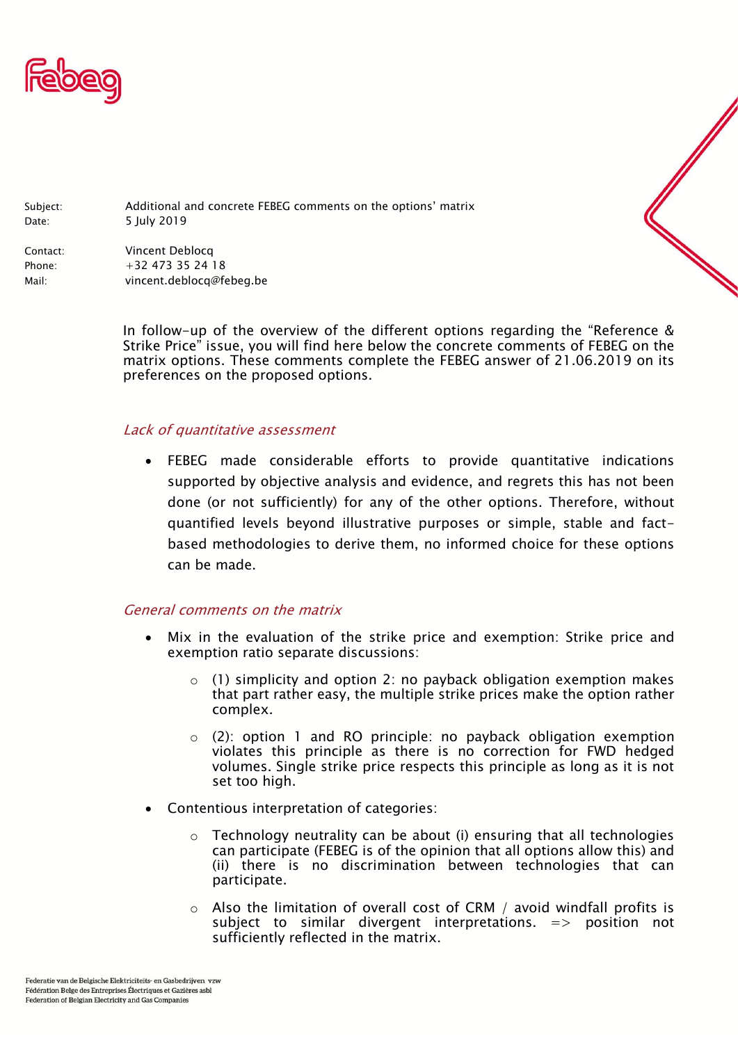Febeg

Subject: Additional and concrete FEBEG comments on the options' matrix
Date: 5 July 2019

Contact: Vincent Deblocq
Phone: +32 473 35 24 18
Mail: vincent.deblocq@febeg.be

In follow-up of the overview of the different options regarding the "Reference & Strike Price" issue, you will find here below the concrete comments of FEBEG on the matrix options. These comments complete the FEBEG answer of 21.06.2019 on its preferences on the proposed options.

## *Lack of quantitative assessment*

- FEBEG made considerable efforts to provide quantitative indications supported by objective analysis and evidence, and regrets this has not been done (or not sufficiently) for any of the other options. Therefore, without quantified levels beyond illustrative purposes or simple, stable and fact-based methodologies to derive them, no informed choice for these options can be made.

## *General comments on the matrix*

- Mix in the evaluation of the strike price and exemption: Strike price and exemption ratio separate discussions:
  - (1) simplicity and option 2: no payback obligation exemption makes that part rather easy, the multiple strike prices make the option rather complex.
  - (2): option 1 and RO principle: no payback obligation exemption violates this principle as there is no correction for FWD hedged volumes. Single strike price respects this principle as long as it is not set too high.
- Contentious interpretation of categories:
  - Technology neutrality can be about (i) ensuring that all technologies can participate (FEBEG is of the opinion that all options allow this) and (ii) there is no discrimination between technologies that can participate.
  - Also the limitation of overall cost of CRM / avoid windfall profits is subject to similar divergent interpretations. => position not sufficiently reflected in the matrix.

Federatie van de Belgische Elektriciteits- en Gasbedrijven vzw
Fédération Belge des Entreprises Électriques et Gazières asbl
Federation of Belgian Electricity and Gas Companies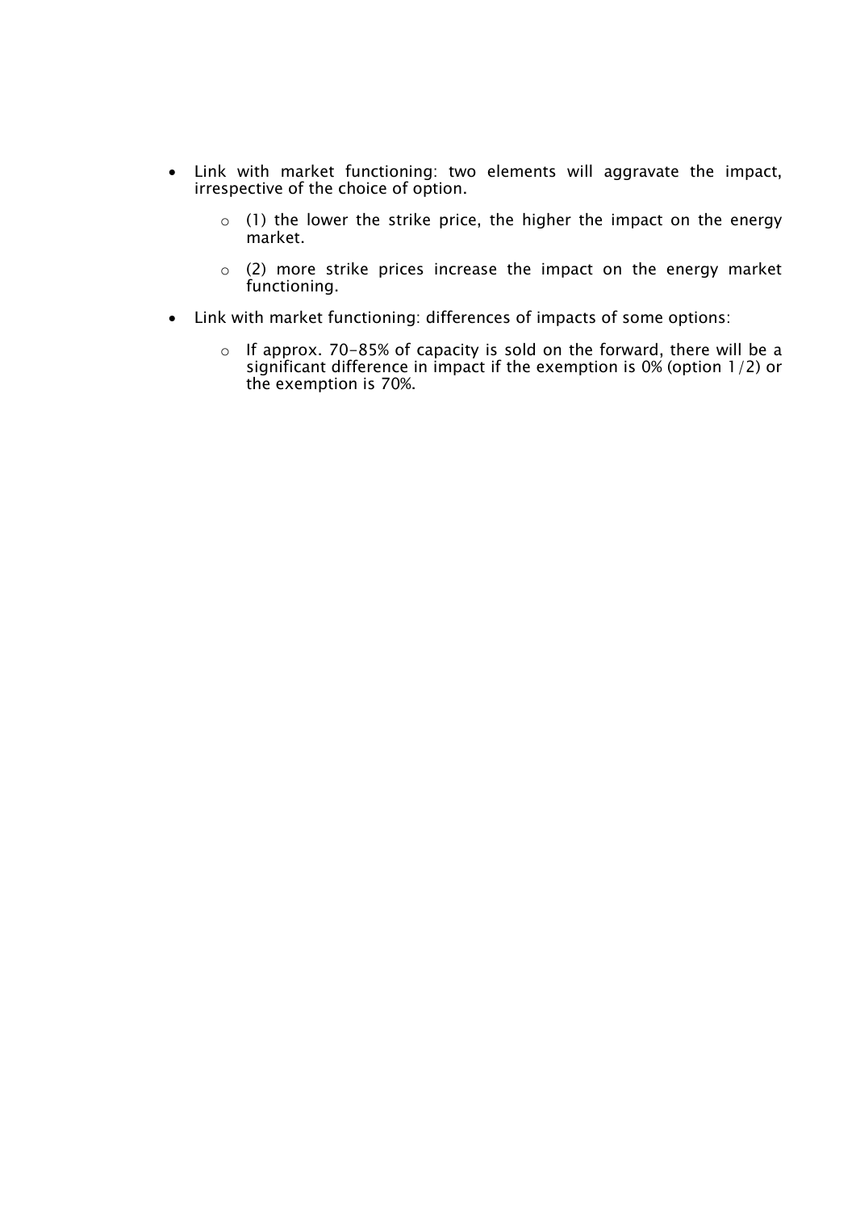- Link with market functioning: two elements will aggravate the impact, irrespective of the choice of option.
  - (1) the lower the strike price, the higher the impact on the energy market.
  - (2) more strike prices increase the impact on the energy market functioning.
- Link with market functioning: differences of impacts of some options:
  - If approx. 70-85% of capacity is sold on the forward, there will be a significant difference in impact if the exemption is 0% (option 1/2) or the exemption is 70%.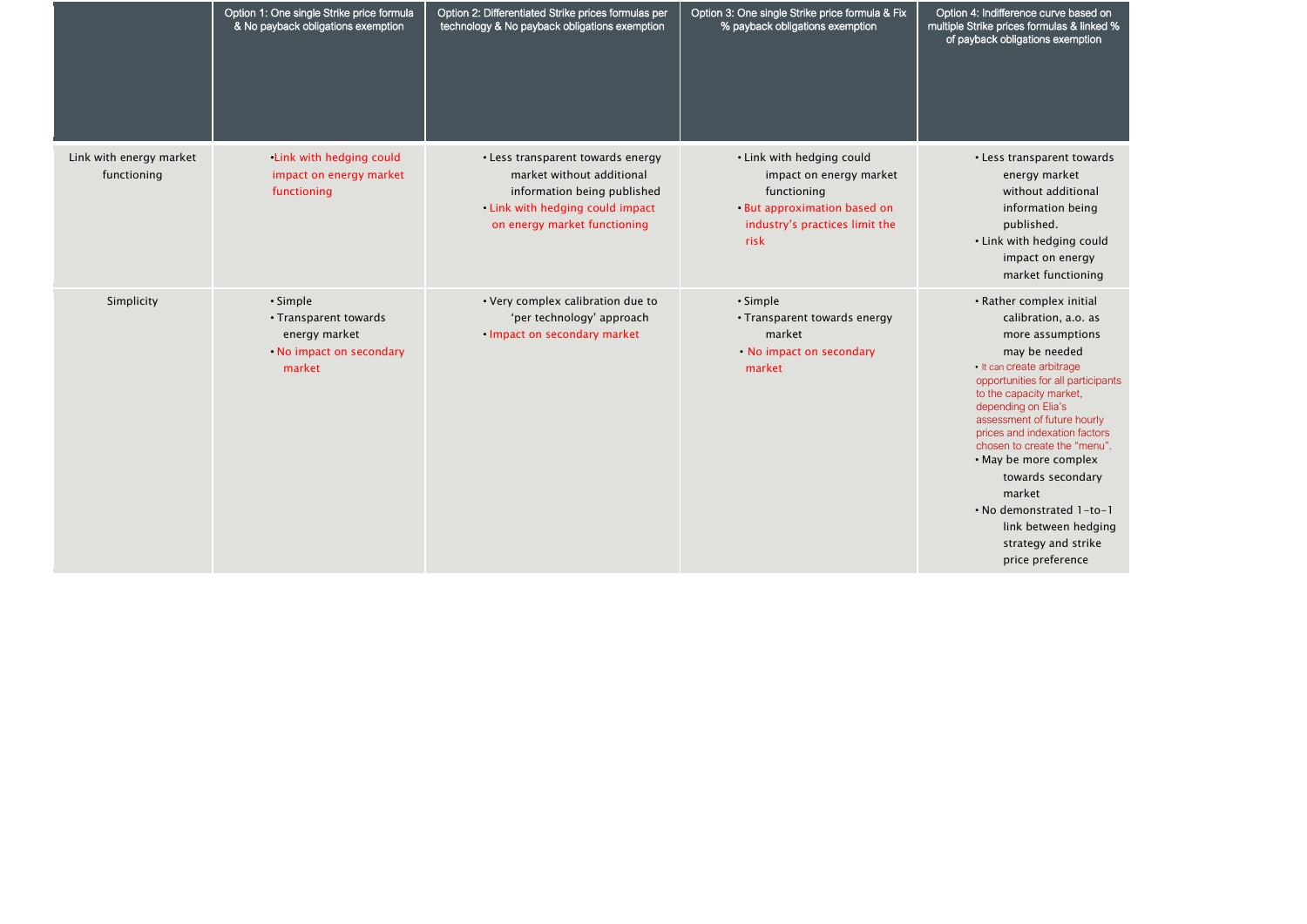| | Option 1: One single Strike price formula & No payback obligations exemption | Option 2: Differentiated Strike prices formulas per technology & No payback obligations exemption | Option 3: One single Strike price formula & Fix % payback obligations exemption | Option 4: Indifference curve based on multiple Strike prices formulas & linked % of payback obligations exemption |
|---|---|---|---|---|
| Link with energy market functioning | • Link with hedging could impact on energy market functioning | • Less transparent towards energy market without additional information being published<br>• Link with hedging could impact on energy market functioning | • Link with hedging could impact on energy market functioning<br>• But approximation based on industry's practices limit the risk | • Less transparent towards energy market without additional information being published.<br>• Link with hedging could impact on energy market functioning |
| Simplicity | • Simple<br>• Transparent towards energy market<br>• No impact on secondary market | • Very complex calibration due to 'per technology' approach<br>• Impact on secondary market | • Simple<br>• Transparent towards energy market<br>• No impact on secondary market | • Rather complex initial calibration, a.o. as more assumptions may be needed<br>• It can create arbitrage opportunities for all participants to the capacity market, depending on Elia's assessment of future hourly prices and indexation factors chosen to create the "menu".<br>• May be more complex towards secondary market<br>• No demonstrated 1-to-1 link between hedging strategy and strike price preference |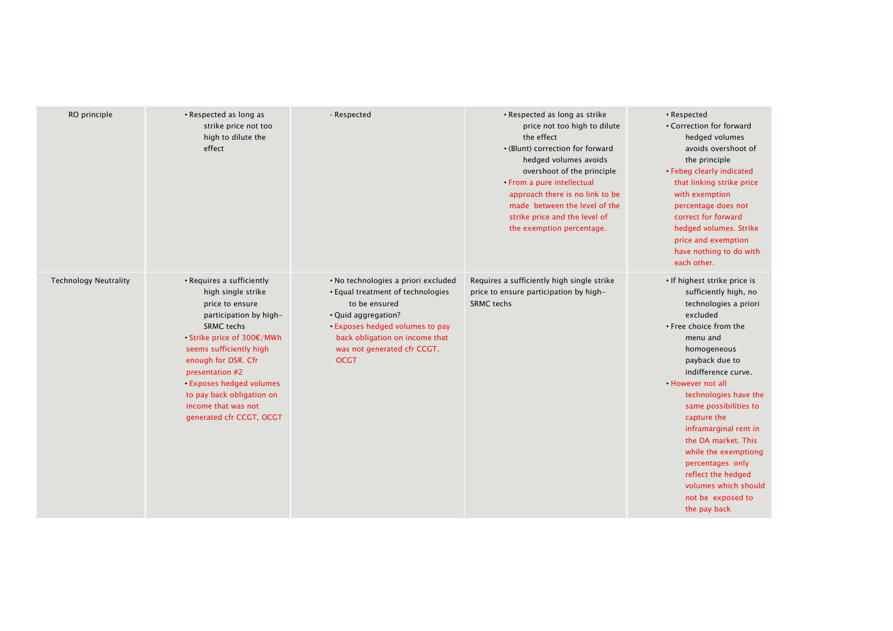| | | | | |
|---|---|---|---|---|
| RO principle | • Respected as long as strike price not too high to dilute the effect | - Respected | • Respected as long as strike price not too high to dilute the effect<br>• (Blunt) correction for forward hedged volumes avoids overshoot of the principle<br>• From a pure intellectual approach there is no link to be made between the level of the strike price and the level of the exemption percentage. | • Respected<br>• Correction for forward hedged volumes avoids overshoot of the principle<br>• Febeg clearly indicated that linking strike price with exemption percentage does not correct for forward hedged volumes. Strike price and exemption have nothing to do with each other. |
| Technology Neutrality | • Requires a sufficiently high single strike price to ensure participation by high-SRMC techs<br>• Strike price of 300€/MWh seems sufficiently high enough for DSR. Cfr presentation #2<br>• Exposes hedged volumes to pay back obligation on income that was not generated cfr CCGT, OCGT | • No technologies a priori excluded<br>• Equal treatment of technologies to be ensured<br>• Quid aggregation?<br>• Exposes hedged volumes to pay back obligation on income that was not generated cfr CCGT, OCGT | Requires a sufficiently high single strike price to ensure participation by high-SRMC techs | • If highest strike price is sufficiently high, no technologies a priori excluded<br>• Free choice from the menu and homogeneous payback due to indifference curve.<br>• However not all technologies have the same possibilities to capture the inframarginal rent in the DA market. This while the exemptiong percentages only reflect the hedged volumes which should not be exposed to the pay back |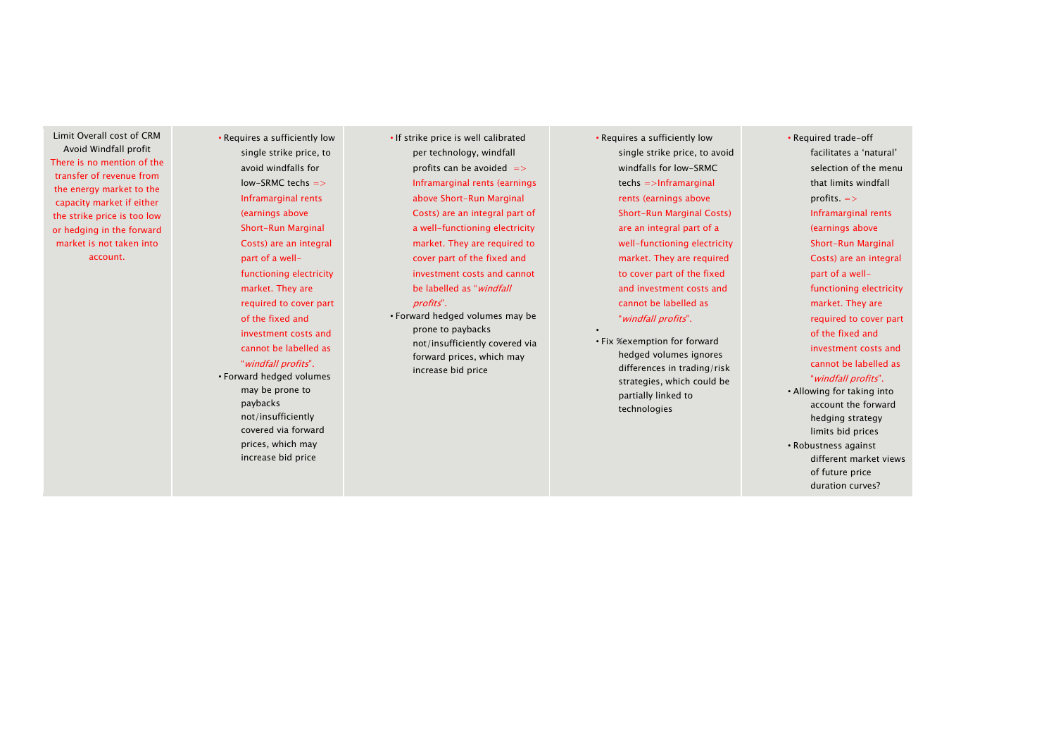| | | | | |
|---|---|---|---|---|
| Limit Overall cost of CRM<br>Avoid Windfall profit<br>There is no mention of the transfer of revenue from the energy market to the capacity market if either the strike price is too low or hedging in the forward market is not taken into account. | • Requires a sufficiently low single strike price, to avoid windfalls for low-SRMC techs => Inframarginal rents (earnings above Short-Run Marginal Costs) are an integral part of a well-functioning electricity market. They are required to cover part of the fixed and investment costs and cannot be labelled as "*windfall profits*".<br>• Forward hedged volumes may be prone to paybacks not/insufficiently covered via forward prices, which may increase bid price | • If strike price is well calibrated per technology, windfall profits can be avoided => Inframarginal rents (earnings above Short-Run Marginal Costs) are an integral part of a well-functioning electricity market. They are required to cover part of the fixed and investment costs and cannot be labelled as "*windfall profits*".<br>• Forward hedged volumes may be prone to paybacks not/insufficiently covered via forward prices, which may increase bid price | • Requires a sufficiently low single strike price, to avoid windfalls for low-SRMC techs =>Inframarginal rents (earnings above Short-Run Marginal Costs) are an integral part of a well-functioning electricity market. They are required to cover part of the fixed and investment costs and cannot be labelled as "*windfall profits*".<br>•<br>• Fix %exemption for forward hedged volumes ignores differences in trading/risk strategies, which could be partially linked to technologies | • Required trade-off facilitates a 'natural' selection of the menu that limits windfall profits. => Inframarginal rents (earnings above Short-Run Marginal Costs) are an integral part of a well-functioning electricity market. They are required to cover part of the fixed and investment costs and cannot be labelled as "*windfall profits*".<br>• Allowing for taking into account the forward hedging strategy limits bid prices<br>• Robustness against different market views of future price duration curves? |